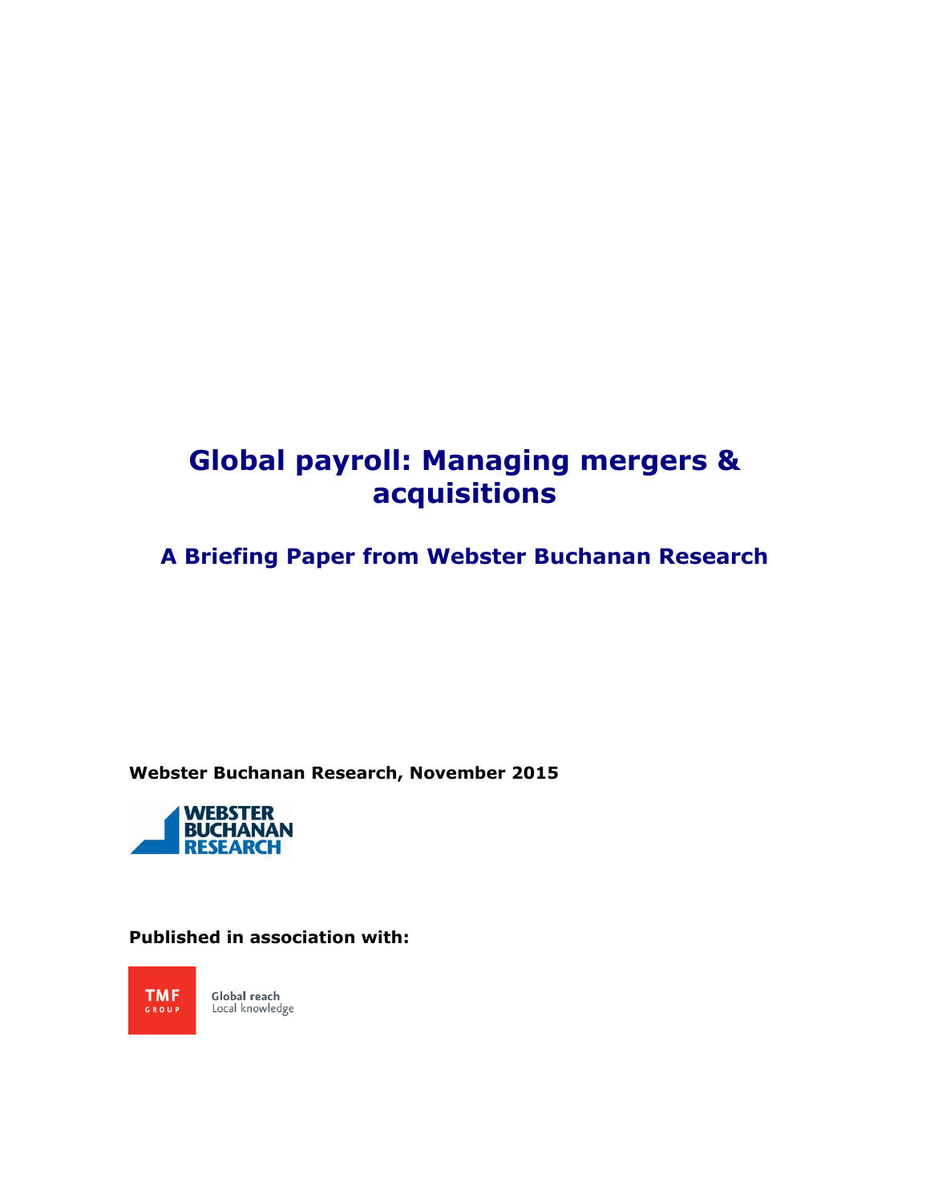# Global payroll: Managing mergers & acquisitions

## A Briefing Paper from Webster Buchanan Research

**Webster Buchanan Research, November 2015**

**Published in association with:**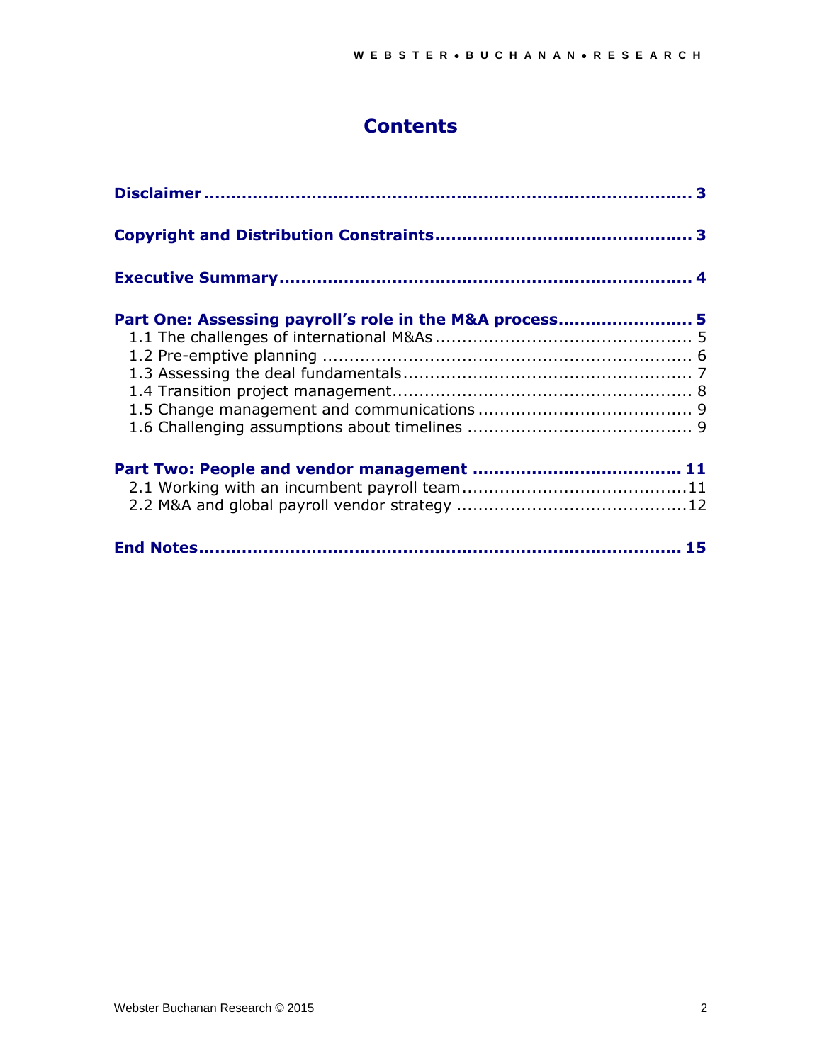# Contents

**Disclaimer** ........................................................................ 3

**Copyright and Distribution Constraints** ............................................... 3

**Executive Summary** ........................................................................ 4

**Part One: Assessing payroll's role in the M&A process** ........................ 5

1.1 The challenges of international M&As ............................................... 5
1.2 Pre-emptive planning ........................................................................ 6
1.3 Assessing the deal fundamentals ...................................................... 7
1.4 Transition project management ........................................................ 8
1.5 Change management and communications ....................................... 9
1.6 Challenging assumptions about timelines .......................................... 9

**Part Two: People and vendor management** ..................................... 11

2.1 Working with an incumbent payroll team .......................................... 11
2.2 M&A and global payroll vendor strategy ........................................... 12

**End Notes** ........................................................................ 15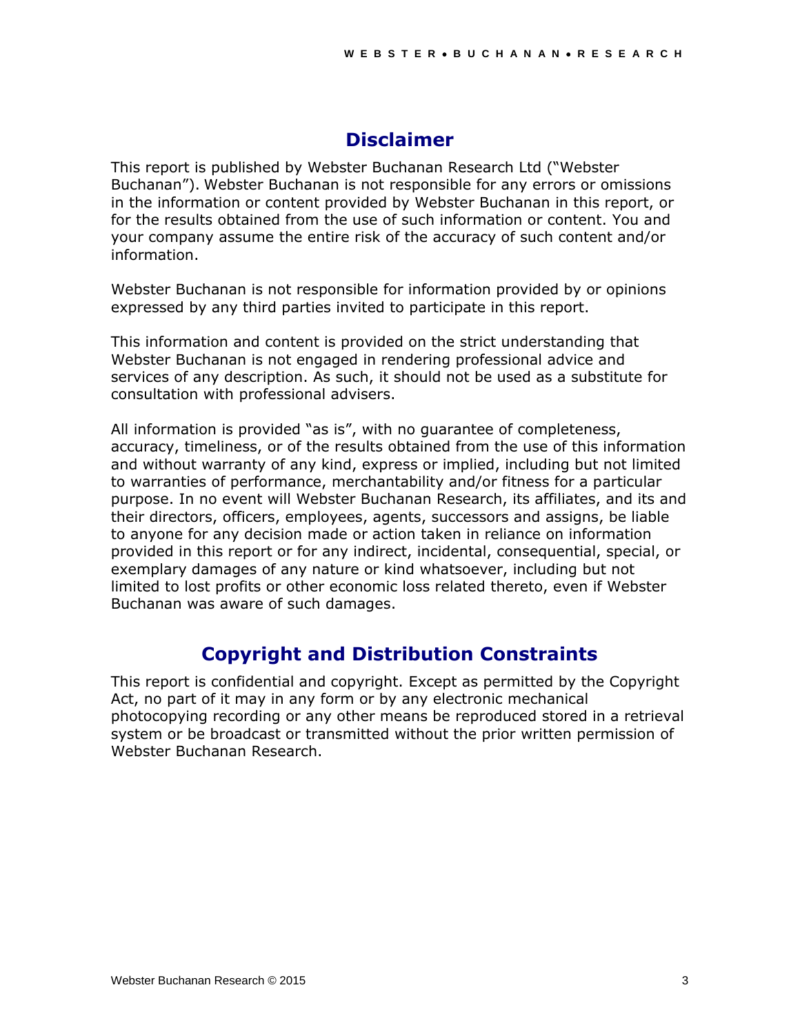# Disclaimer

This report is published by Webster Buchanan Research Ltd ("Webster Buchanan"). Webster Buchanan is not responsible for any errors or omissions in the information or content provided by Webster Buchanan in this report, or for the results obtained from the use of such information or content. You and your company assume the entire risk of the accuracy of such content and/or information.

Webster Buchanan is not responsible for information provided by or opinions expressed by any third parties invited to participate in this report.

This information and content is provided on the strict understanding that Webster Buchanan is not engaged in rendering professional advice and services of any description. As such, it should not be used as a substitute for consultation with professional advisers.

All information is provided "as is", with no guarantee of completeness, accuracy, timeliness, or of the results obtained from the use of this information and without warranty of any kind, express or implied, including but not limited to warranties of performance, merchantability and/or fitness for a particular purpose. In no event will Webster Buchanan Research, its affiliates, and its and their directors, officers, employees, agents, successors and assigns, be liable to anyone for any decision made or action taken in reliance on information provided in this report or for any indirect, incidental, consequential, special, or exemplary damages of any nature or kind whatsoever, including but not limited to lost profits or other economic loss related thereto, even if Webster Buchanan was aware of such damages.

# Copyright and Distribution Constraints

This report is confidential and copyright. Except as permitted by the Copyright Act, no part of it may in any form or by any electronic mechanical photocopying recording or any other means be reproduced stored in a retrieval system or be broadcast or transmitted without the prior written permission of Webster Buchanan Research.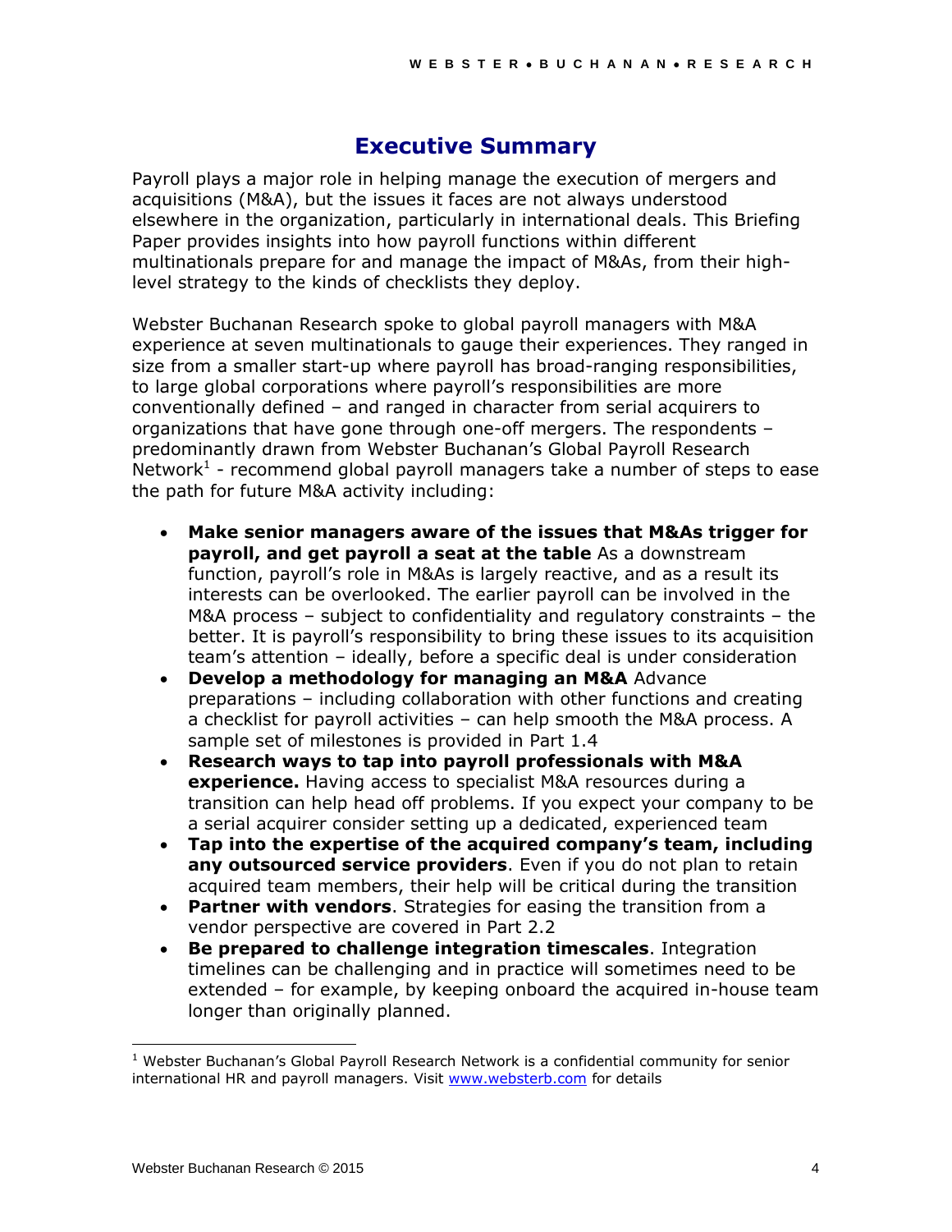# Executive Summary

Payroll plays a major role in helping manage the execution of mergers and acquisitions (M&A), but the issues it faces are not always understood elsewhere in the organization, particularly in international deals. This Briefing Paper provides insights into how payroll functions within different multinationals prepare for and manage the impact of M&As, from their high-level strategy to the kinds of checklists they deploy.

Webster Buchanan Research spoke to global payroll managers with M&A experience at seven multinationals to gauge their experiences. They ranged in size from a smaller start-up where payroll has broad-ranging responsibilities, to large global corporations where payroll's responsibilities are more conventionally defined – and ranged in character from serial acquirers to organizations that have gone through one-off mergers. The respondents – predominantly drawn from Webster Buchanan's Global Payroll Research Network[1] - recommend global payroll managers take a number of steps to ease the path for future M&A activity including:

- **Make senior managers aware of the issues that M&As trigger for payroll, and get payroll a seat at the table** As a downstream function, payroll's role in M&As is largely reactive, and as a result its interests can be overlooked. The earlier payroll can be involved in the M&A process – subject to confidentiality and regulatory constraints – the better. It is payroll's responsibility to bring these issues to its acquisition team's attention – ideally, before a specific deal is under consideration
- **Develop a methodology for managing an M&A** Advance preparations – including collaboration with other functions and creating a checklist for payroll activities – can help smooth the M&A process. A sample set of milestones is provided in Part 1.4
- **Research ways to tap into payroll professionals with M&A experience.** Having access to specialist M&A resources during a transition can help head off problems. If you expect your company to be a serial acquirer consider setting up a dedicated, experienced team
- **Tap into the expertise of the acquired company's team, including any outsourced service providers**. Even if you do not plan to retain acquired team members, their help will be critical during the transition
- **Partner with vendors**. Strategies for easing the transition from a vendor perspective are covered in Part 2.2
- **Be prepared to challenge integration timescales**. Integration timelines can be challenging and in practice will sometimes need to be extended – for example, by keeping onboard the acquired in-house team longer than originally planned.

[1] Webster Buchanan's Global Payroll Research Network is a confidential community for senior international HR and payroll managers. Visit www.websterb.com for details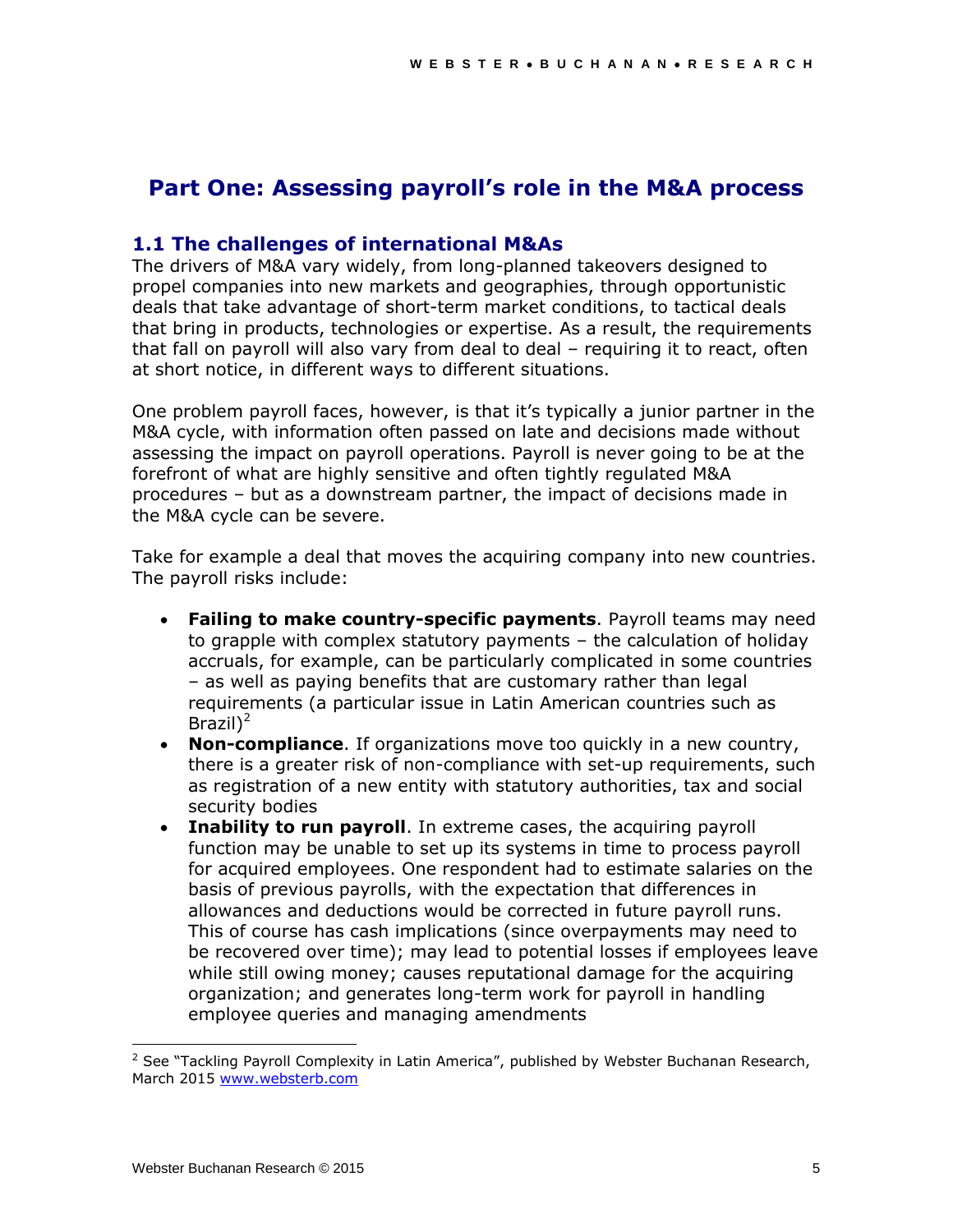# Part One: Assessing payroll's role in the M&A process

## 1.1 The challenges of international M&As

The drivers of M&A vary widely, from long-planned takeovers designed to propel companies into new markets and geographies, through opportunistic deals that take advantage of short-term market conditions, to tactical deals that bring in products, technologies or expertise. As a result, the requirements that fall on payroll will also vary from deal to deal – requiring it to react, often at short notice, in different ways to different situations.

One problem payroll faces, however, is that it's typically a junior partner in the M&A cycle, with information often passed on late and decisions made without assessing the impact on payroll operations. Payroll is never going to be at the forefront of what are highly sensitive and often tightly regulated M&A procedures – but as a downstream partner, the impact of decisions made in the M&A cycle can be severe.

Take for example a deal that moves the acquiring company into new countries. The payroll risks include:

- **Failing to make country-specific payments**. Payroll teams may need to grapple with complex statutory payments – the calculation of holiday accruals, for example, can be particularly complicated in some countries – as well as paying benefits that are customary rather than legal requirements (a particular issue in Latin American countries such as Brazil)[2]
- **Non-compliance**. If organizations move too quickly in a new country, there is a greater risk of non-compliance with set-up requirements, such as registration of a new entity with statutory authorities, tax and social security bodies
- **Inability to run payroll**. In extreme cases, the acquiring payroll function may be unable to set up its systems in time to process payroll for acquired employees. One respondent had to estimate salaries on the basis of previous payrolls, with the expectation that differences in allowances and deductions would be corrected in future payroll runs. This of course has cash implications (since overpayments may need to be recovered over time); may lead to potential losses if employees leave while still owing money; causes reputational damage for the acquiring organization; and generates long-term work for payroll in handling employee queries and managing amendments

[2] See "Tackling Payroll Complexity in Latin America", published by Webster Buchanan Research, March 2015 www.websterb.com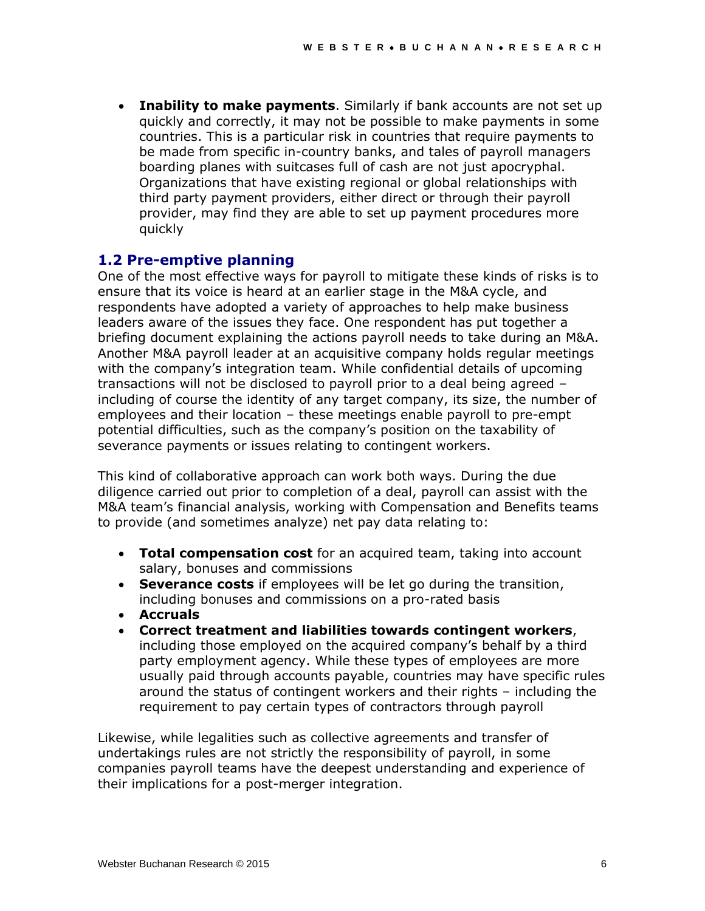- **Inability to make payments**. Similarly if bank accounts are not set up quickly and correctly, it may not be possible to make payments in some countries. This is a particular risk in countries that require payments to be made from specific in-country banks, and tales of payroll managers boarding planes with suitcases full of cash are not just apocryphal. Organizations that have existing regional or global relationships with third party payment providers, either direct or through their payroll provider, may find they are able to set up payment procedures more quickly

## 1.2 Pre-emptive planning

One of the most effective ways for payroll to mitigate these kinds of risks is to ensure that its voice is heard at an earlier stage in the M&A cycle, and respondents have adopted a variety of approaches to help make business leaders aware of the issues they face. One respondent has put together a briefing document explaining the actions payroll needs to take during an M&A. Another M&A payroll leader at an acquisitive company holds regular meetings with the company's integration team. While confidential details of upcoming transactions will not be disclosed to payroll prior to a deal being agreed – including of course the identity of any target company, its size, the number of employees and their location – these meetings enable payroll to pre-empt potential difficulties, such as the company's position on the taxability of severance payments or issues relating to contingent workers.

This kind of collaborative approach can work both ways. During the due diligence carried out prior to completion of a deal, payroll can assist with the M&A team's financial analysis, working with Compensation and Benefits teams to provide (and sometimes analyze) net pay data relating to:

- **Total compensation cost** for an acquired team, taking into account salary, bonuses and commissions
- **Severance costs** if employees will be let go during the transition, including bonuses and commissions on a pro-rated basis
- **Accruals**
- **Correct treatment and liabilities towards contingent workers**, including those employed on the acquired company's behalf by a third party employment agency. While these types of employees are more usually paid through accounts payable, countries may have specific rules around the status of contingent workers and their rights – including the requirement to pay certain types of contractors through payroll

Likewise, while legalities such as collective agreements and transfer of undertakings rules are not strictly the responsibility of payroll, in some companies payroll teams have the deepest understanding and experience of their implications for a post-merger integration.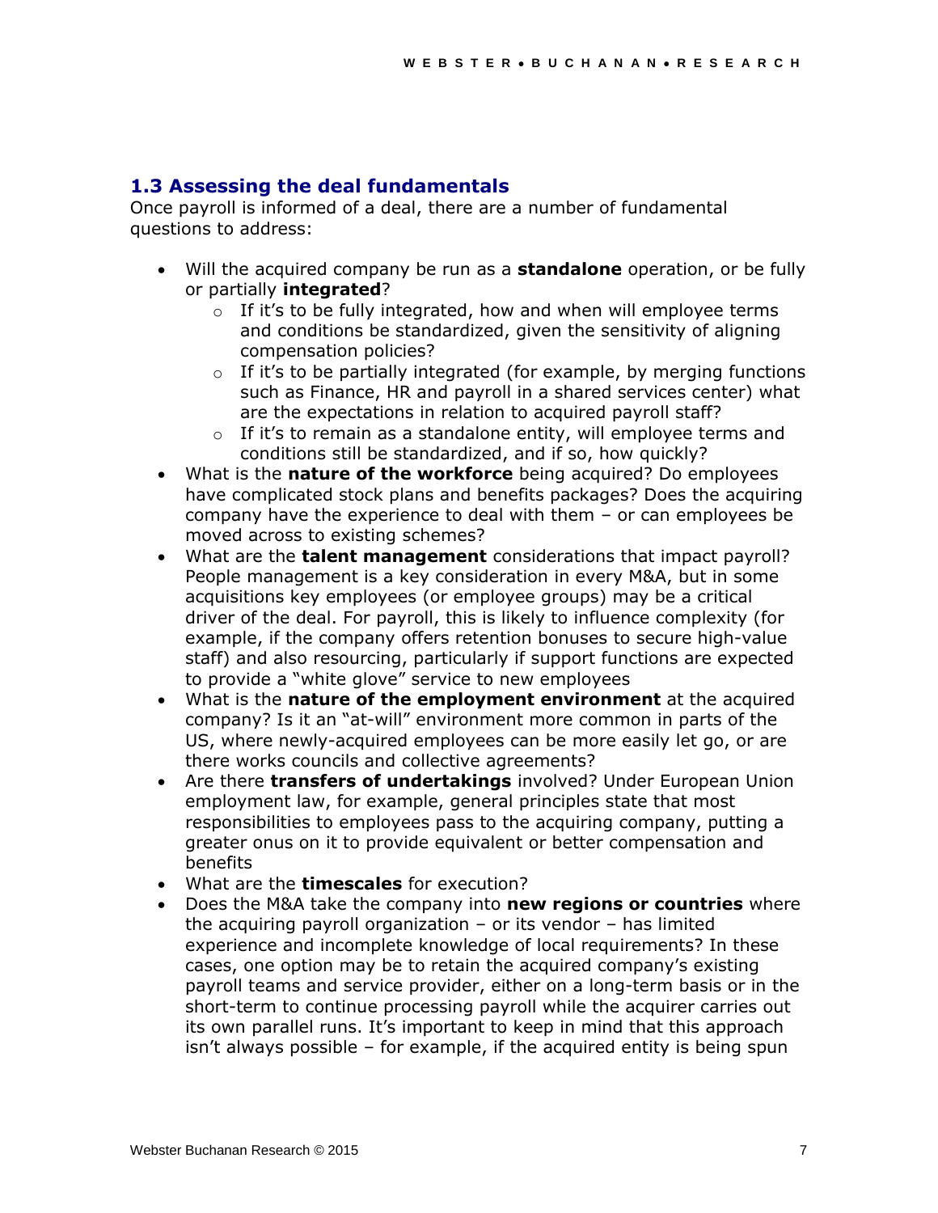## 1.3 Assessing the deal fundamentals

Once payroll is informed of a deal, there are a number of fundamental questions to address:

- Will the acquired company be run as a **standalone** operation, or be fully or partially **integrated**?
  - If it's to be fully integrated, how and when will employee terms and conditions be standardized, given the sensitivity of aligning compensation policies?
  - If it's to be partially integrated (for example, by merging functions such as Finance, HR and payroll in a shared services center) what are the expectations in relation to acquired payroll staff?
  - If it's to remain as a standalone entity, will employee terms and conditions still be standardized, and if so, how quickly?
- What is the **nature of the workforce** being acquired? Do employees have complicated stock plans and benefits packages? Does the acquiring company have the experience to deal with them – or can employees be moved across to existing schemes?
- What are the **talent management** considerations that impact payroll? People management is a key consideration in every M&A, but in some acquisitions key employees (or employee groups) may be a critical driver of the deal. For payroll, this is likely to influence complexity (for example, if the company offers retention bonuses to secure high-value staff) and also resourcing, particularly if support functions are expected to provide a "white glove" service to new employees
- What is the **nature of the employment environment** at the acquired company? Is it an "at-will" environment more common in parts of the US, where newly-acquired employees can be more easily let go, or are there works councils and collective agreements?
- Are there **transfers of undertakings** involved? Under European Union employment law, for example, general principles state that most responsibilities to employees pass to the acquiring company, putting a greater onus on it to provide equivalent or better compensation and benefits
- What are the **timescales** for execution?
- Does the M&A take the company into **new regions or countries** where the acquiring payroll organization – or its vendor – has limited experience and incomplete knowledge of local requirements? In these cases, one option may be to retain the acquired company's existing payroll teams and service provider, either on a long-term basis or in the short-term to continue processing payroll while the acquirer carries out its own parallel runs. It's important to keep in mind that this approach isn't always possible – for example, if the acquired entity is being spun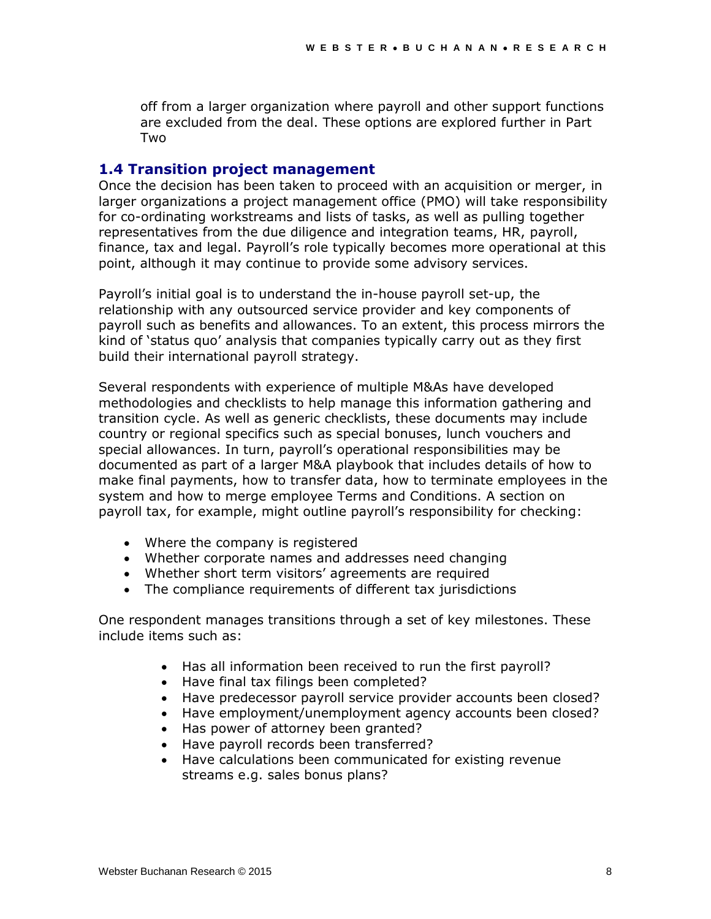off from a larger organization where payroll and other support functions are excluded from the deal. These options are explored further in Part Two

## 1.4 Transition project management

Once the decision has been taken to proceed with an acquisition or merger, in larger organizations a project management office (PMO) will take responsibility for co-ordinating workstreams and lists of tasks, as well as pulling together representatives from the due diligence and integration teams, HR, payroll, finance, tax and legal. Payroll's role typically becomes more operational at this point, although it may continue to provide some advisory services.

Payroll's initial goal is to understand the in-house payroll set-up, the relationship with any outsourced service provider and key components of payroll such as benefits and allowances. To an extent, this process mirrors the kind of 'status quo' analysis that companies typically carry out as they first build their international payroll strategy.

Several respondents with experience of multiple M&As have developed methodologies and checklists to help manage this information gathering and transition cycle. As well as generic checklists, these documents may include country or regional specifics such as special bonuses, lunch vouchers and special allowances. In turn, payroll's operational responsibilities may be documented as part of a larger M&A playbook that includes details of how to make final payments, how to transfer data, how to terminate employees in the system and how to merge employee Terms and Conditions. A section on payroll tax, for example, might outline payroll's responsibility for checking:

- Where the company is registered
- Whether corporate names and addresses need changing
- Whether short term visitors' agreements are required
- The compliance requirements of different tax jurisdictions

One respondent manages transitions through a set of key milestones. These include items such as:

- Has all information been received to run the first payroll?
- Have final tax filings been completed?
- Have predecessor payroll service provider accounts been closed?
- Have employment/unemployment agency accounts been closed?
- Has power of attorney been granted?
- Have payroll records been transferred?
- Have calculations been communicated for existing revenue streams e.g. sales bonus plans?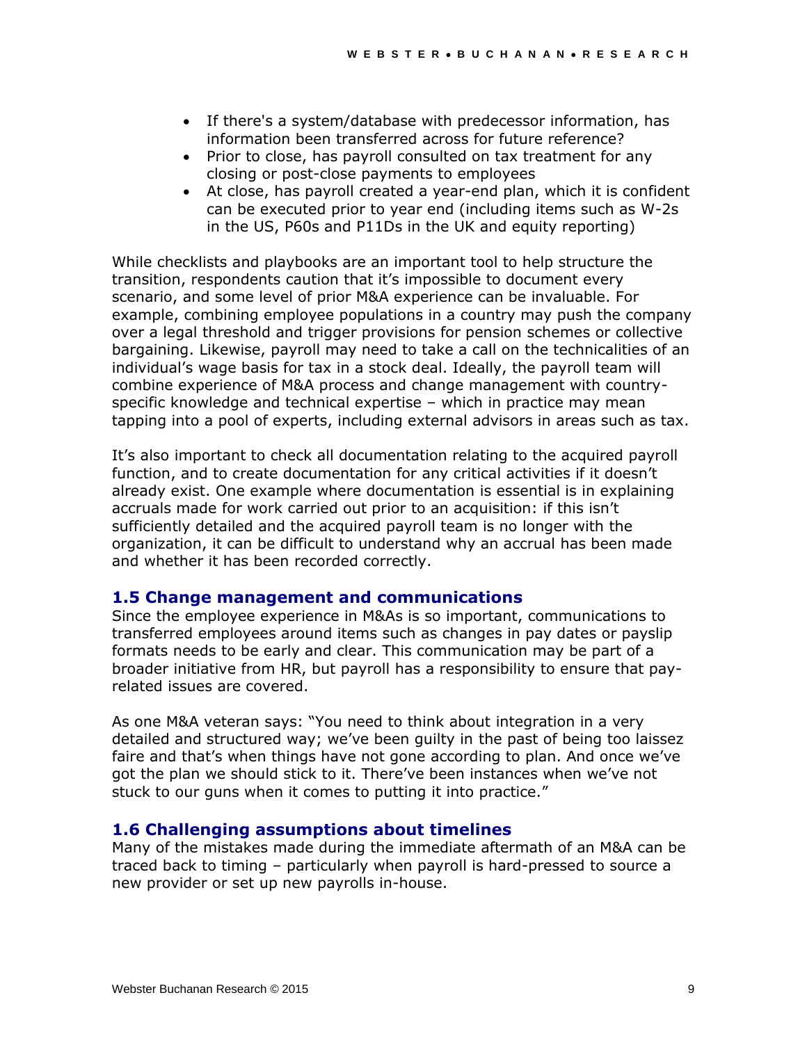- If there's a system/database with predecessor information, has information been transferred across for future reference?
- Prior to close, has payroll consulted on tax treatment for any closing or post-close payments to employees
- At close, has payroll created a year-end plan, which it is confident can be executed prior to year end (including items such as W-2s in the US, P60s and P11Ds in the UK and equity reporting)

While checklists and playbooks are an important tool to help structure the transition, respondents caution that it's impossible to document every scenario, and some level of prior M&A experience can be invaluable. For example, combining employee populations in a country may push the company over a legal threshold and trigger provisions for pension schemes or collective bargaining. Likewise, payroll may need to take a call on the technicalities of an individual's wage basis for tax in a stock deal. Ideally, the payroll team will combine experience of M&A process and change management with country-specific knowledge and technical expertise – which in practice may mean tapping into a pool of experts, including external advisors in areas such as tax.

It's also important to check all documentation relating to the acquired payroll function, and to create documentation for any critical activities if it doesn't already exist. One example where documentation is essential is in explaining accruals made for work carried out prior to an acquisition: if this isn't sufficiently detailed and the acquired payroll team is no longer with the organization, it can be difficult to understand why an accrual has been made and whether it has been recorded correctly.

### 1.5 Change management and communications

Since the employee experience in M&As is so important, communications to transferred employees around items such as changes in pay dates or payslip formats needs to be early and clear. This communication may be part of a broader initiative from HR, but payroll has a responsibility to ensure that pay-related issues are covered.

As one M&A veteran says: "You need to think about integration in a very detailed and structured way; we've been guilty in the past of being too laissez faire and that's when things have not gone according to plan. And once we've got the plan we should stick to it. There've been instances when we've not stuck to our guns when it comes to putting it into practice."

### 1.6 Challenging assumptions about timelines

Many of the mistakes made during the immediate aftermath of an M&A can be traced back to timing – particularly when payroll is hard-pressed to source a new provider or set up new payrolls in-house.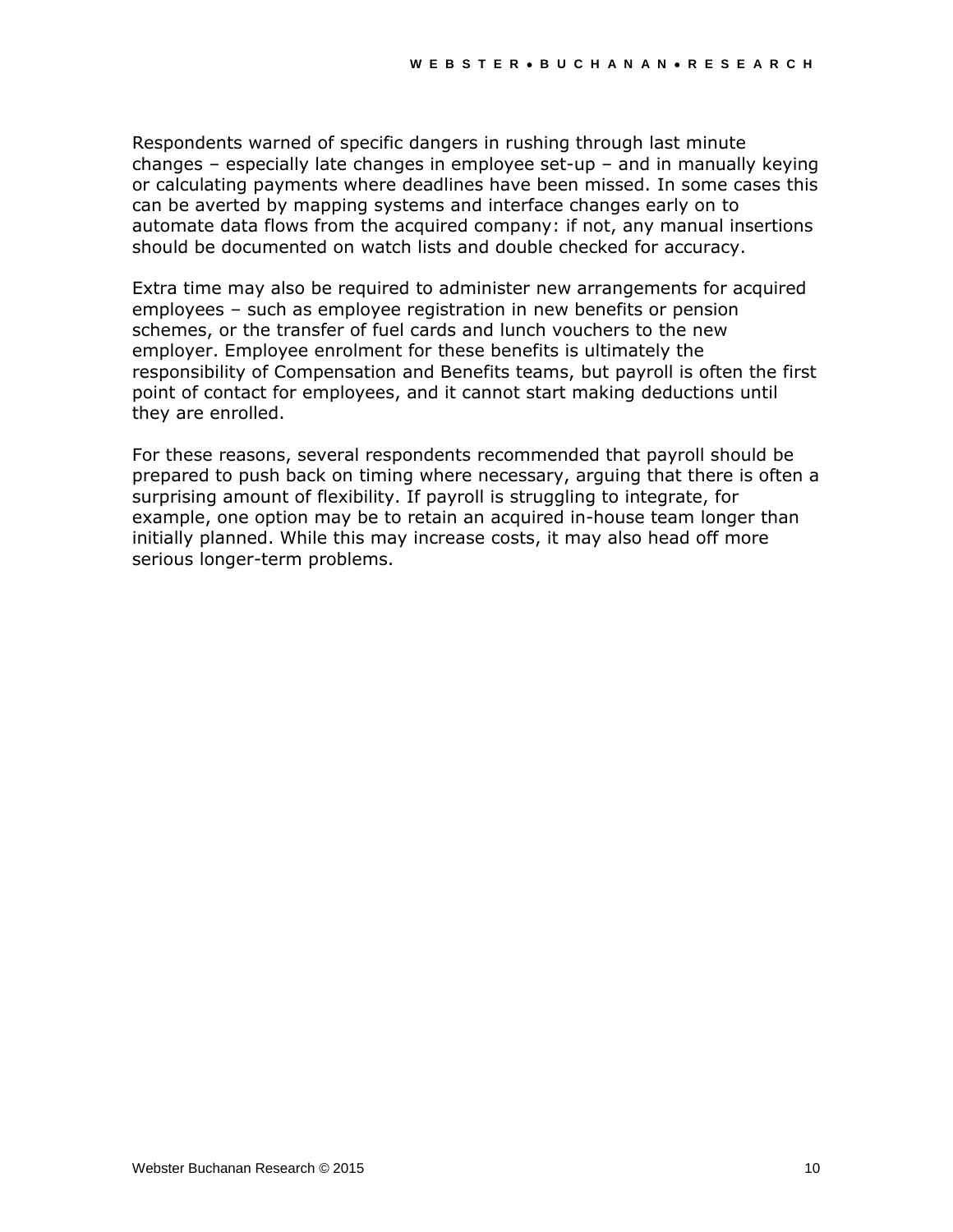Respondents warned of specific dangers in rushing through last minute changes – especially late changes in employee set-up – and in manually keying or calculating payments where deadlines have been missed. In some cases this can be averted by mapping systems and interface changes early on to automate data flows from the acquired company: if not, any manual insertions should be documented on watch lists and double checked for accuracy.

Extra time may also be required to administer new arrangements for acquired employees – such as employee registration in new benefits or pension schemes, or the transfer of fuel cards and lunch vouchers to the new employer. Employee enrolment for these benefits is ultimately the responsibility of Compensation and Benefits teams, but payroll is often the first point of contact for employees, and it cannot start making deductions until they are enrolled.

For these reasons, several respondents recommended that payroll should be prepared to push back on timing where necessary, arguing that there is often a surprising amount of flexibility. If payroll is struggling to integrate, for example, one option may be to retain an acquired in-house team longer than initially planned. While this may increase costs, it may also head off more serious longer-term problems.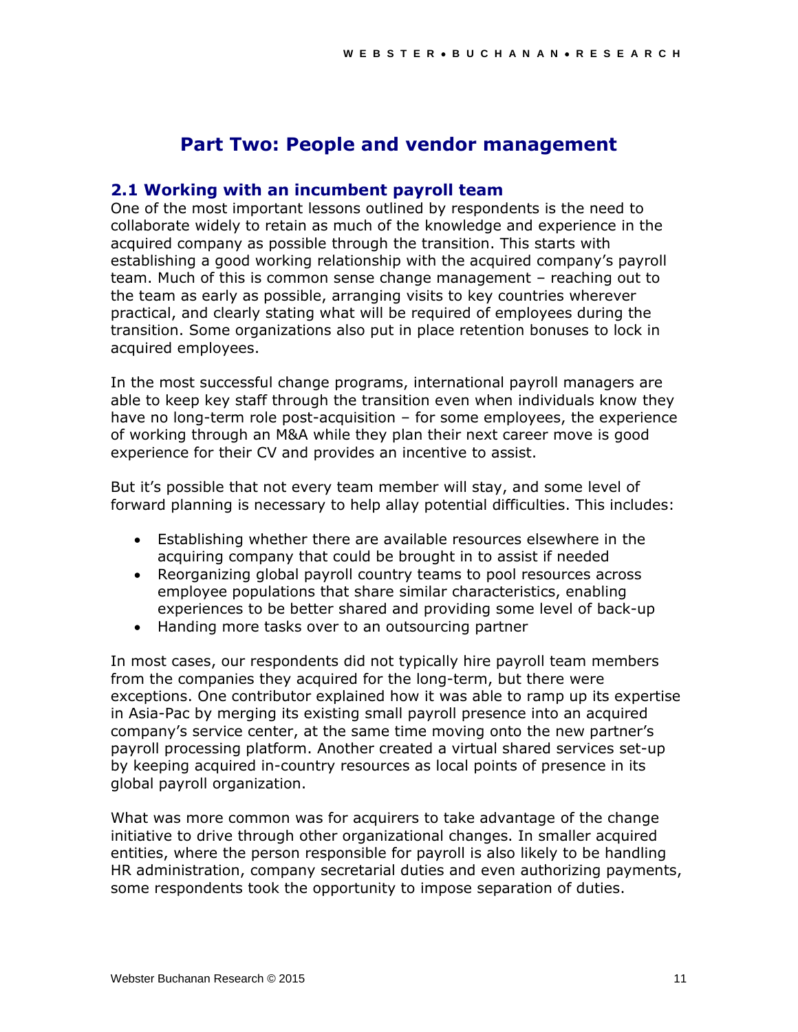# Part Two: People and vendor management

## 2.1 Working with an incumbent payroll team

One of the most important lessons outlined by respondents is the need to collaborate widely to retain as much of the knowledge and experience in the acquired company as possible through the transition. This starts with establishing a good working relationship with the acquired company's payroll team. Much of this is common sense change management – reaching out to the team as early as possible, arranging visits to key countries wherever practical, and clearly stating what will be required of employees during the transition. Some organizations also put in place retention bonuses to lock in acquired employees.

In the most successful change programs, international payroll managers are able to keep key staff through the transition even when individuals know they have no long-term role post-acquisition – for some employees, the experience of working through an M&A while they plan their next career move is good experience for their CV and provides an incentive to assist.

But it's possible that not every team member will stay, and some level of forward planning is necessary to help allay potential difficulties. This includes:

- Establishing whether there are available resources elsewhere in the acquiring company that could be brought in to assist if needed
- Reorganizing global payroll country teams to pool resources across employee populations that share similar characteristics, enabling experiences to be better shared and providing some level of back-up
- Handing more tasks over to an outsourcing partner

In most cases, our respondents did not typically hire payroll team members from the companies they acquired for the long-term, but there were exceptions. One contributor explained how it was able to ramp up its expertise in Asia-Pac by merging its existing small payroll presence into an acquired company's service center, at the same time moving onto the new partner's payroll processing platform. Another created a virtual shared services set-up by keeping acquired in-country resources as local points of presence in its global payroll organization.

What was more common was for acquirers to take advantage of the change initiative to drive through other organizational changes. In smaller acquired entities, where the person responsible for payroll is also likely to be handling HR administration, company secretarial duties and even authorizing payments, some respondents took the opportunity to impose separation of duties.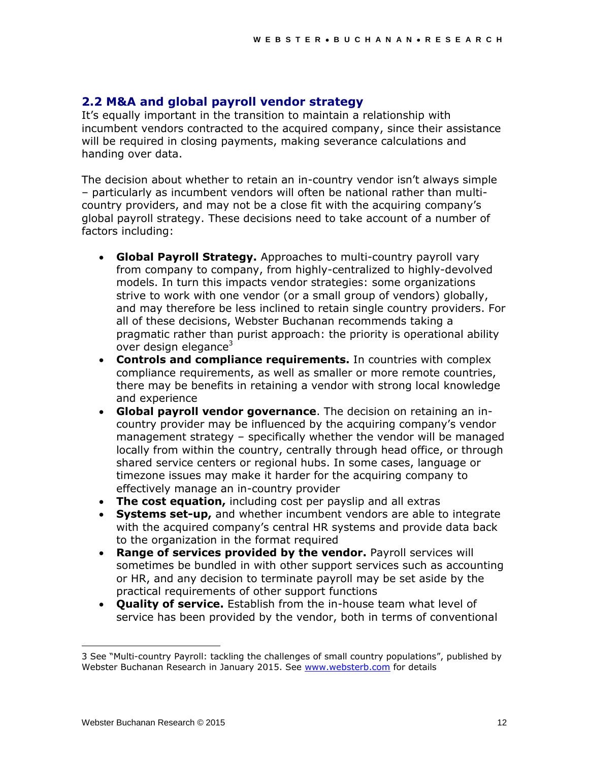## 2.2 M&A and global payroll vendor strategy

It's equally important in the transition to maintain a relationship with incumbent vendors contracted to the acquired company, since their assistance will be required in closing payments, making severance calculations and handing over data.

The decision about whether to retain an in-country vendor isn't always simple – particularly as incumbent vendors will often be national rather than multi-country providers, and may not be a close fit with the acquiring company's global payroll strategy. These decisions need to take account of a number of factors including:

- **Global Payroll Strategy.** Approaches to multi-country payroll vary from company to company, from highly-centralized to highly-devolved models. In turn this impacts vendor strategies: some organizations strive to work with one vendor (or a small group of vendors) globally, and may therefore be less inclined to retain single country providers. For all of these decisions, Webster Buchanan recommends taking a pragmatic rather than purist approach: the priority is operational ability over design elegance[3]
- **Controls and compliance requirements.** In countries with complex compliance requirements, as well as smaller or more remote countries, there may be benefits in retaining a vendor with strong local knowledge and experience
- **Global payroll vendor governance**. The decision on retaining an in-country provider may be influenced by the acquiring company's vendor management strategy – specifically whether the vendor will be managed locally from within the country, centrally through head office, or through shared service centers or regional hubs. In some cases, language or timezone issues may make it harder for the acquiring company to effectively manage an in-country provider
- **The cost equation,** including cost per payslip and all extras
- **Systems set-up,** and whether incumbent vendors are able to integrate with the acquired company's central HR systems and provide data back to the organization in the format required
- **Range of services provided by the vendor.** Payroll services will sometimes be bundled in with other support services such as accounting or HR, and any decision to terminate payroll may be set aside by the practical requirements of other support functions
- **Quality of service.** Establish from the in-house team what level of service has been provided by the vendor, both in terms of conventional

---

3 See "Multi-country Payroll: tackling the challenges of small country populations", published by Webster Buchanan Research in January 2015. See www.websterb.com for details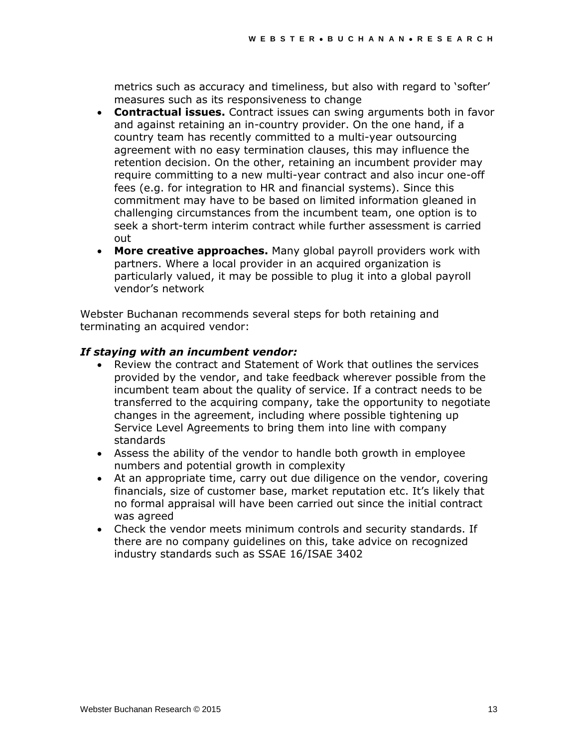metrics such as accuracy and timeliness, but also with regard to 'softer' measures such as its responsiveness to change

- **Contractual issues.** Contract issues can swing arguments both in favor and against retaining an in-country provider. On the one hand, if a country team has recently committed to a multi-year outsourcing agreement with no easy termination clauses, this may influence the retention decision. On the other, retaining an incumbent provider may require committing to a new multi-year contract and also incur one-off fees (e.g. for integration to HR and financial systems). Since this commitment may have to be based on limited information gleaned in challenging circumstances from the incumbent team, one option is to seek a short-term interim contract while further assessment is carried out
- **More creative approaches.** Many global payroll providers work with partners. Where a local provider in an acquired organization is particularly valued, it may be possible to plug it into a global payroll vendor's network

Webster Buchanan recommends several steps for both retaining and terminating an acquired vendor:

***If staying with an incumbent vendor:***

- Review the contract and Statement of Work that outlines the services provided by the vendor, and take feedback wherever possible from the incumbent team about the quality of service. If a contract needs to be transferred to the acquiring company, take the opportunity to negotiate changes in the agreement, including where possible tightening up Service Level Agreements to bring them into line with company standards
- Assess the ability of the vendor to handle both growth in employee numbers and potential growth in complexity
- At an appropriate time, carry out due diligence on the vendor, covering financials, size of customer base, market reputation etc. It's likely that no formal appraisal will have been carried out since the initial contract was agreed
- Check the vendor meets minimum controls and security standards. If there are no company guidelines on this, take advice on recognized industry standards such as SSAE 16/ISAE 3402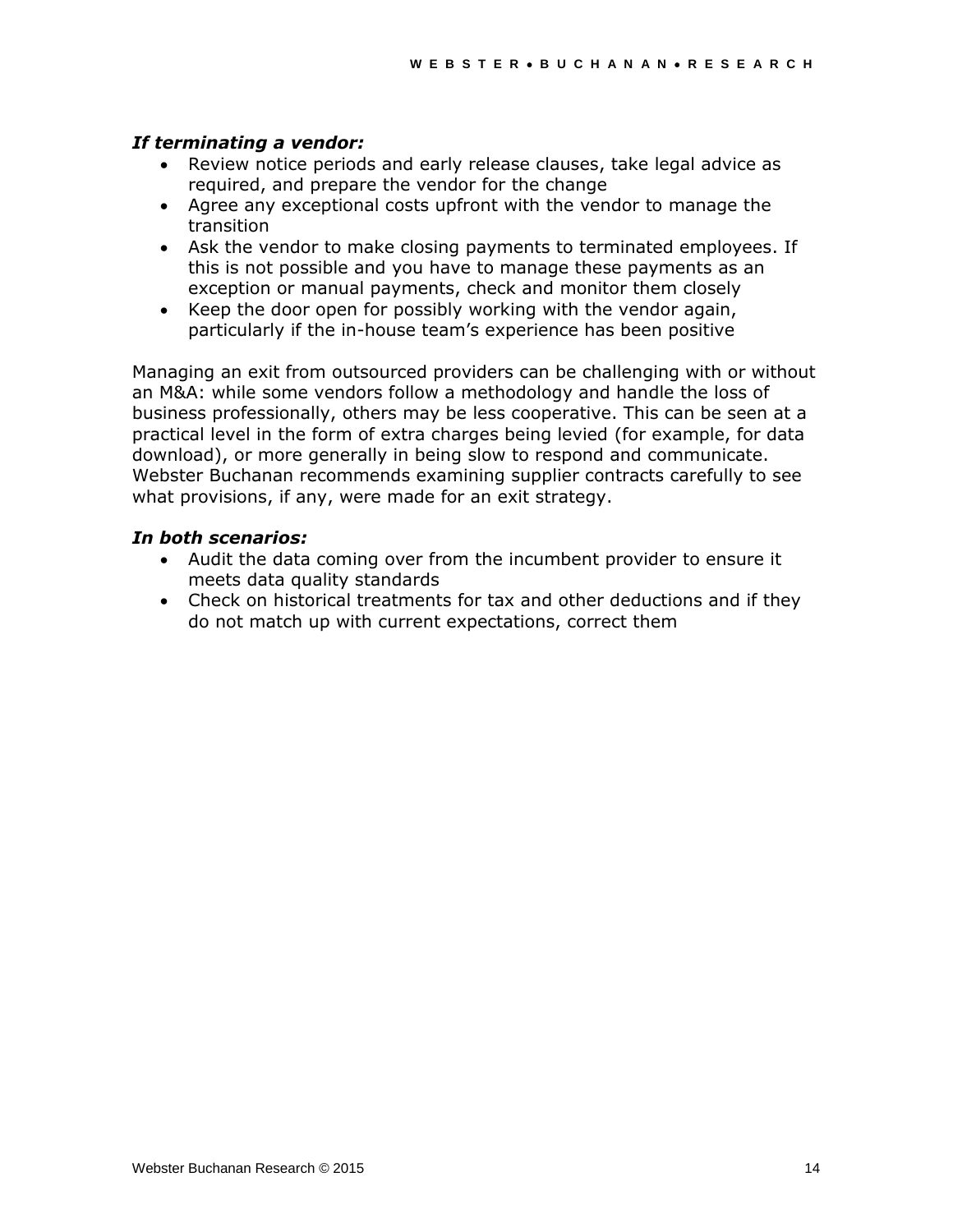***If terminating a vendor:***

- Review notice periods and early release clauses, take legal advice as required, and prepare the vendor for the change
- Agree any exceptional costs upfront with the vendor to manage the transition
- Ask the vendor to make closing payments to terminated employees. If this is not possible and you have to manage these payments as an exception or manual payments, check and monitor them closely
- Keep the door open for possibly working with the vendor again, particularly if the in-house team's experience has been positive

Managing an exit from outsourced providers can be challenging with or without an M&A: while some vendors follow a methodology and handle the loss of business professionally, others may be less cooperative. This can be seen at a practical level in the form of extra charges being levied (for example, for data download), or more generally in being slow to respond and communicate. Webster Buchanan recommends examining supplier contracts carefully to see what provisions, if any, were made for an exit strategy.

***In both scenarios:***

- Audit the data coming over from the incumbent provider to ensure it meets data quality standards
- Check on historical treatments for tax and other deductions and if they do not match up with current expectations, correct them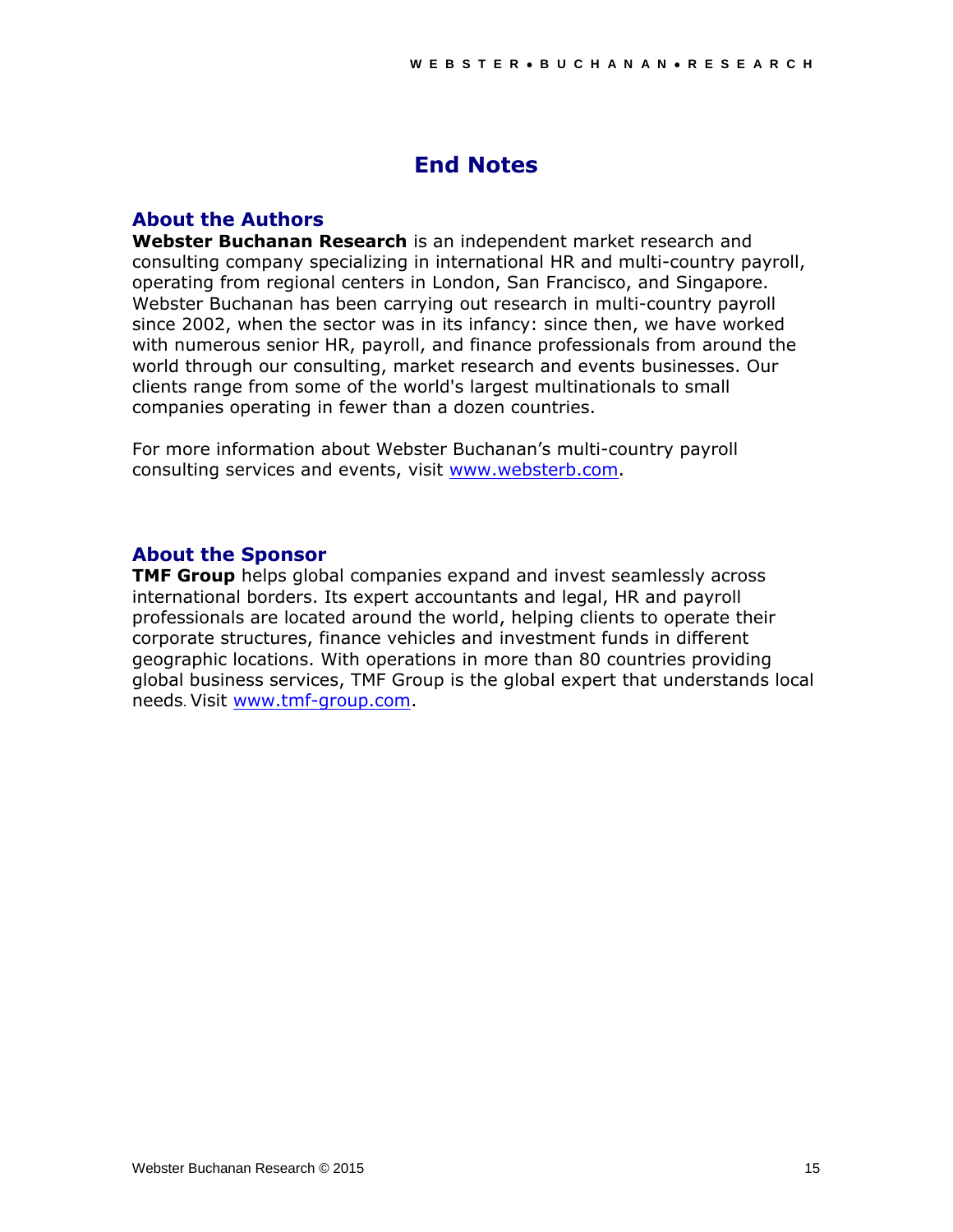# End Notes

## About the Authors

**Webster Buchanan Research** is an independent market research and consulting company specializing in international HR and multi-country payroll, operating from regional centers in London, San Francisco, and Singapore. Webster Buchanan has been carrying out research in multi-country payroll since 2002, when the sector was in its infancy: since then, we have worked with numerous senior HR, payroll, and finance professionals from around the world through our consulting, market research and events businesses. Our clients range from some of the world's largest multinationals to small companies operating in fewer than a dozen countries.

For more information about Webster Buchanan's multi-country payroll consulting services and events, visit [www.websterb.com](http://www.websterb.com).

## About the Sponsor

**TMF Group** helps global companies expand and invest seamlessly across international borders. Its expert accountants and legal, HR and payroll professionals are located around the world, helping clients to operate their corporate structures, finance vehicles and investment funds in different geographic locations. With operations in more than 80 countries providing global business services, TMF Group is the global expert that understands local needs. Visit [www.tmf-group.com](http://www.tmf-group.com).